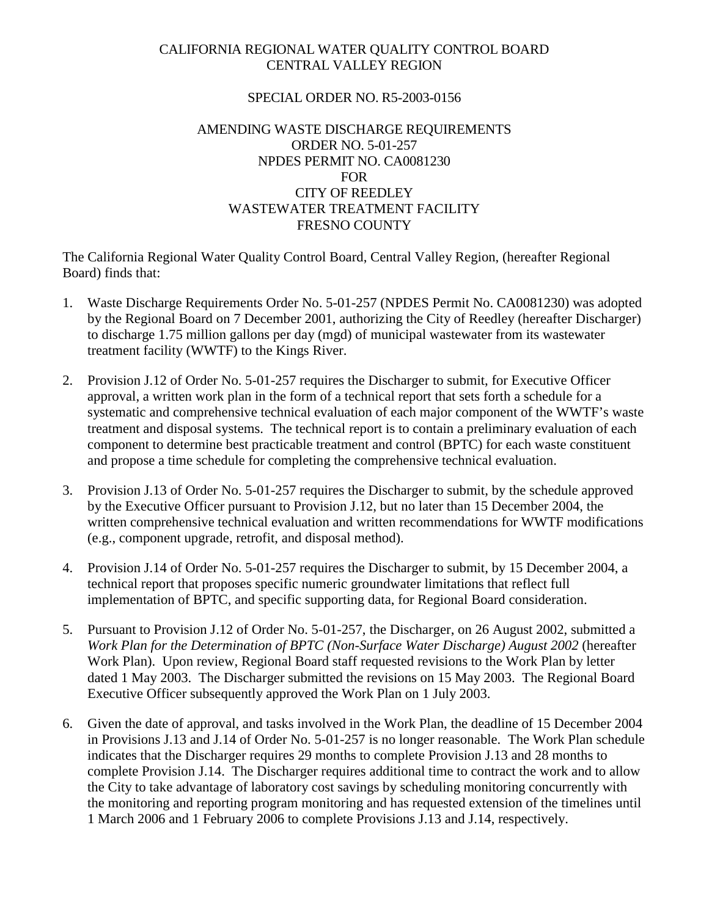CALIFORNIA REGIONAL WATER QUALITY CONTROL BOARD
CENTRAL VALLEY REGION

SPECIAL ORDER NO. R5-2003-0156

AMENDING WASTE DISCHARGE REQUIREMENTS
ORDER NO. 5-01-257
NPDES PERMIT NO. CA0081230
FOR
CITY OF REEDLEY
WASTEWATER TREATMENT FACILITY
FRESNO COUNTY

The California Regional Water Quality Control Board, Central Valley Region, (hereafter Regional Board) finds that:

1. Waste Discharge Requirements Order No. 5-01-257 (NPDES Permit No. CA0081230) was adopted by the Regional Board on 7 December 2001, authorizing the City of Reedley (hereafter Discharger) to discharge 1.75 million gallons per day (mgd) of municipal wastewater from its wastewater treatment facility (WWTF) to the Kings River.

2. Provision J.12 of Order No. 5-01-257 requires the Discharger to submit, for Executive Officer approval, a written work plan in the form of a technical report that sets forth a schedule for a systematic and comprehensive technical evaluation of each major component of the WWTF's waste treatment and disposal systems. The technical report is to contain a preliminary evaluation of each component to determine best practicable treatment and control (BPTC) for each waste constituent and propose a time schedule for completing the comprehensive technical evaluation.

3. Provision J.13 of Order No. 5-01-257 requires the Discharger to submit, by the schedule approved by the Executive Officer pursuant to Provision J.12, but no later than 15 December 2004, the written comprehensive technical evaluation and written recommendations for WWTF modifications (e.g., component upgrade, retrofit, and disposal method).

4. Provision J.14 of Order No. 5-01-257 requires the Discharger to submit, by 15 December 2004, a technical report that proposes specific numeric groundwater limitations that reflect full implementation of BPTC, and specific supporting data, for Regional Board consideration.

5. Pursuant to Provision J.12 of Order No. 5-01-257, the Discharger, on 26 August 2002, submitted a *Work Plan for the Determination of BPTC (Non-Surface Water Discharge) August 2002* (hereafter Work Plan). Upon review, Regional Board staff requested revisions to the Work Plan by letter dated 1 May 2003. The Discharger submitted the revisions on 15 May 2003. The Regional Board Executive Officer subsequently approved the Work Plan on 1 July 2003.

6. Given the date of approval, and tasks involved in the Work Plan, the deadline of 15 December 2004 in Provisions J.13 and J.14 of Order No. 5-01-257 is no longer reasonable. The Work Plan schedule indicates that the Discharger requires 29 months to complete Provision J.13 and 28 months to complete Provision J.14. The Discharger requires additional time to contract the work and to allow the City to take advantage of laboratory cost savings by scheduling monitoring concurrently with the monitoring and reporting program monitoring and has requested extension of the timelines until 1 March 2006 and 1 February 2006 to complete Provisions J.13 and J.14, respectively.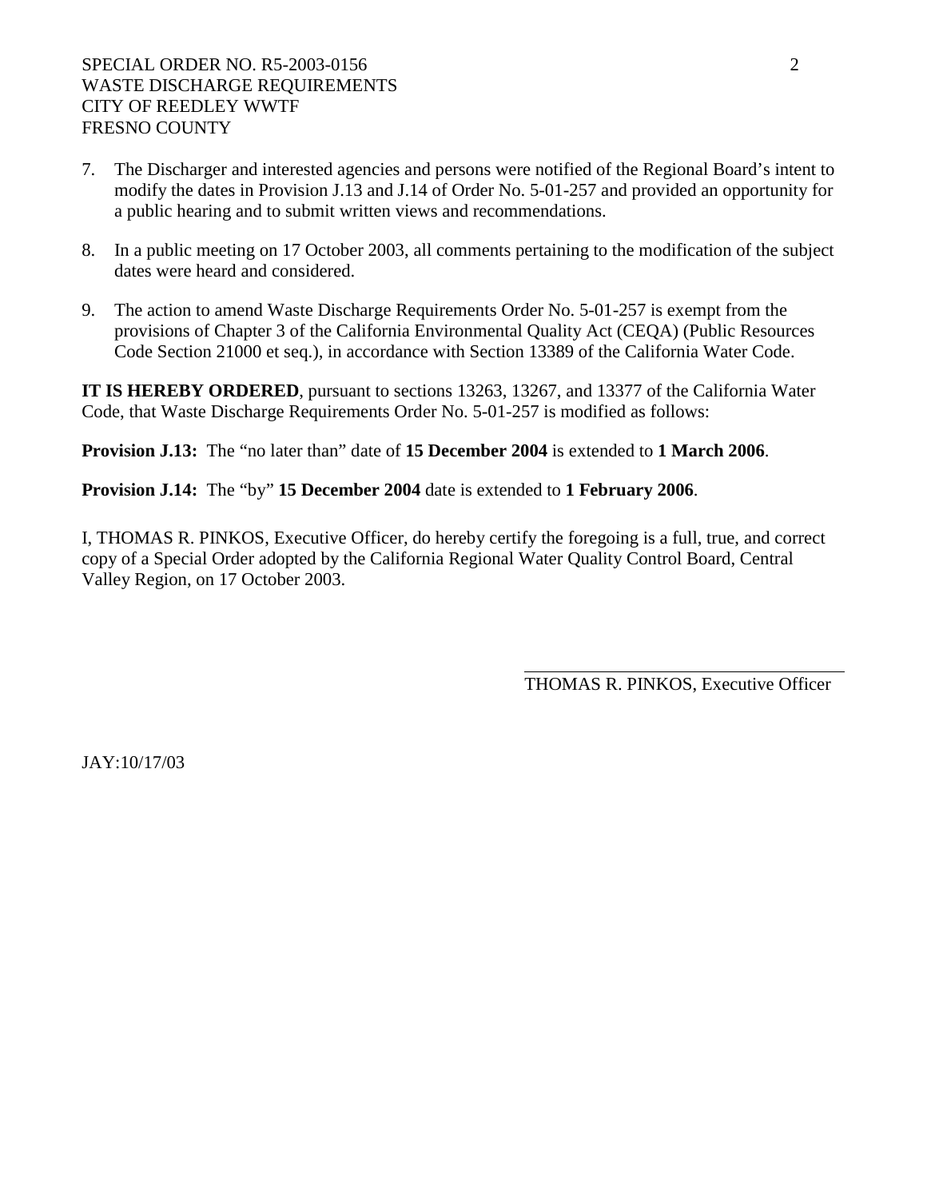7. The Discharger and interested agencies and persons were notified of the Regional Board's intent to modify the dates in Provision J.13 and J.14 of Order No. 5-01-257 and provided an opportunity for a public hearing and to submit written views and recommendations.

8. In a public meeting on 17 October 2003, all comments pertaining to the modification of the subject dates were heard and considered.

9. The action to amend Waste Discharge Requirements Order No. 5-01-257 is exempt from the provisions of Chapter 3 of the California Environmental Quality Act (CEQA) (Public Resources Code Section 21000 et seq.), in accordance with Section 13389 of the California Water Code.

**IT IS HEREBY ORDERED**, pursuant to sections 13263, 13267, and 13377 of the California Water Code, that Waste Discharge Requirements Order No. 5-01-257 is modified as follows:

**Provision J.13:** The "no later than" date of **15 December 2004** is extended to **1 March 2006**.

**Provision J.14:** The "by" **15 December 2004** date is extended to **1 February 2006**.

I, THOMAS R. PINKOS, Executive Officer, do hereby certify the foregoing is a full, true, and correct copy of a Special Order adopted by the California Regional Water Quality Control Board, Central Valley Region, on 17 October 2003.

THOMAS R. PINKOS, Executive Officer

JAY:10/17/03